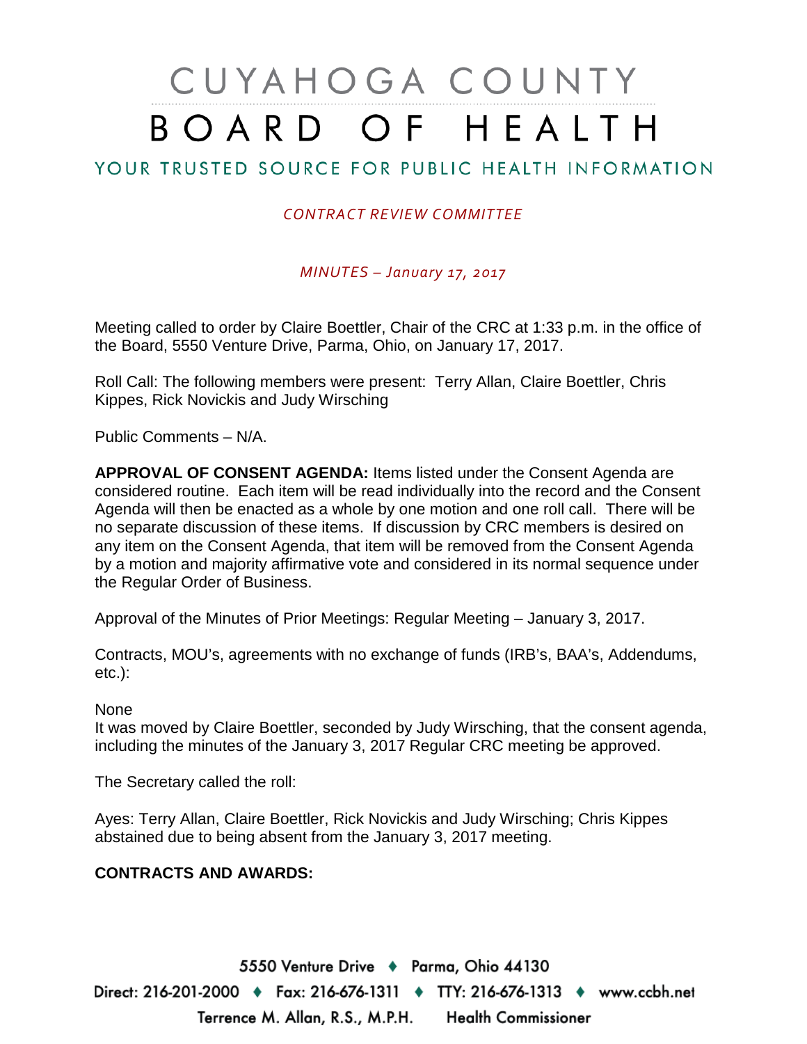# CUYAHOGA COUNTY BOARD OF HEALTH

## YOUR TRUSTED SOURCE FOR PUBLIC HEALTH INFORMATION

*CONTRACT REVIEW COMMITTEE*

*MINUTES – January 17, 2017*

Meeting called to order by Claire Boettler, Chair of the CRC at 1:33 p.m. in the office of the Board, 5550 Venture Drive, Parma, Ohio, on January 17, 2017.

Roll Call: The following members were present: Terry Allan, Claire Boettler, Chris Kippes, Rick Novickis and Judy Wirsching

Public Comments – N/A.

**APPROVAL OF CONSENT AGENDA:** Items listed under the Consent Agenda are considered routine. Each item will be read individually into the record and the Consent Agenda will then be enacted as a whole by one motion and one roll call. There will be no separate discussion of these items. If discussion by CRC members is desired on any item on the Consent Agenda, that item will be removed from the Consent Agenda by a motion and majority affirmative vote and considered in its normal sequence under the Regular Order of Business.

Approval of the Minutes of Prior Meetings: Regular Meeting – January 3, 2017.

Contracts, MOU's, agreements with no exchange of funds (IRB's, BAA's, Addendums, etc.):

None

It was moved by Claire Boettler, seconded by Judy Wirsching, that the consent agenda, including the minutes of the January 3, 2017 Regular CRC meeting be approved.

The Secretary called the roll:

Ayes: Terry Allan, Claire Boettler, Rick Novickis and Judy Wirsching; Chris Kippes abstained due to being absent from the January 3, 2017 meeting.

**CONTRACTS AND AWARDS:**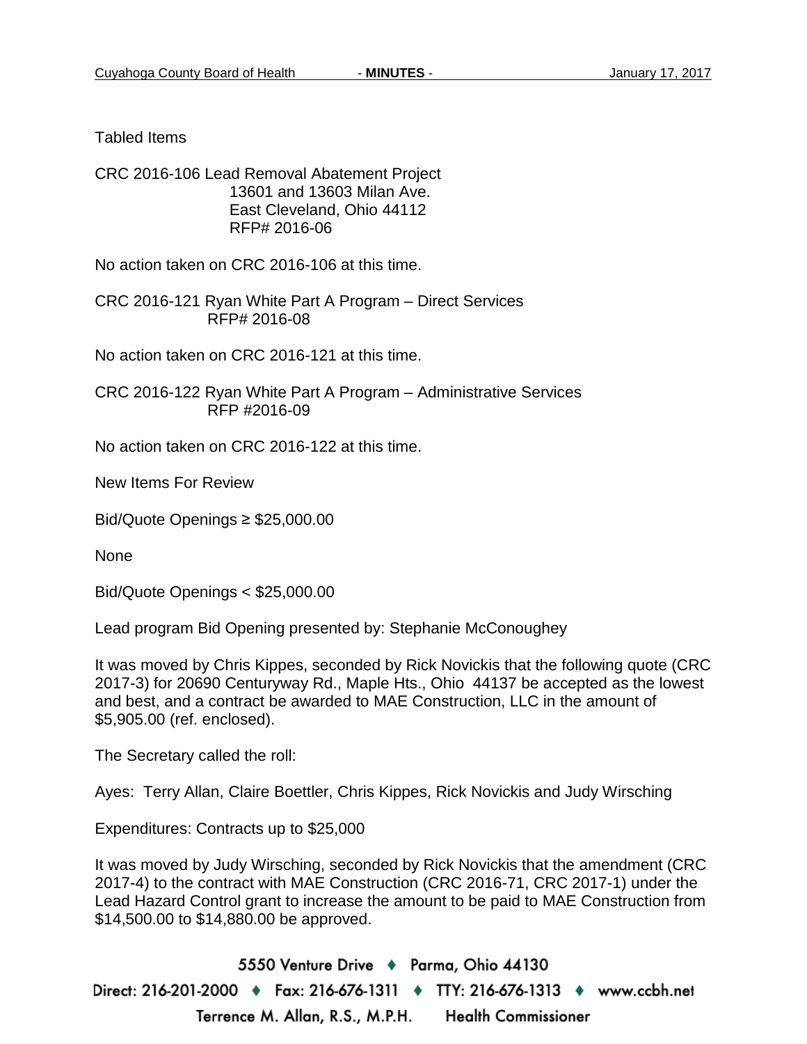Tabled Items

CRC 2016-106 Lead Removal Abatement Project
13601 and 13603 Milan Ave.
East Cleveland, Ohio 44112
RFP# 2016-06

No action taken on CRC 2016-106 at this time.

CRC 2016-121 Ryan White Part A Program – Direct Services
RFP# 2016-08

No action taken on CRC 2016-121 at this time.

CRC 2016-122 Ryan White Part A Program – Administrative Services
RFP #2016-09

No action taken on CRC 2016-122 at this time.

New Items For Review

Bid/Quote Openings ≥ $25,000.00

None

Bid/Quote Openings < $25,000.00

Lead program Bid Opening presented by: Stephanie McConoughey

It was moved by Chris Kippes, seconded by Rick Novickis that the following quote (CRC 2017-3) for 20690 Centuryway Rd., Maple Hts., Ohio 44137 be accepted as the lowest and best, and a contract be awarded to MAE Construction, LLC in the amount of $5,905.00 (ref. enclosed).

The Secretary called the roll:

Ayes: Terry Allan, Claire Boettler, Chris Kippes, Rick Novickis and Judy Wirsching

Expenditures: Contracts up to $25,000

It was moved by Judy Wirsching, seconded by Rick Novickis that the amendment (CRC 2017-4) to the contract with MAE Construction (CRC 2016-71, CRC 2017-1) under the Lead Hazard Control grant to increase the amount to be paid to MAE Construction from $14,500.00 to $14,880.00 be approved.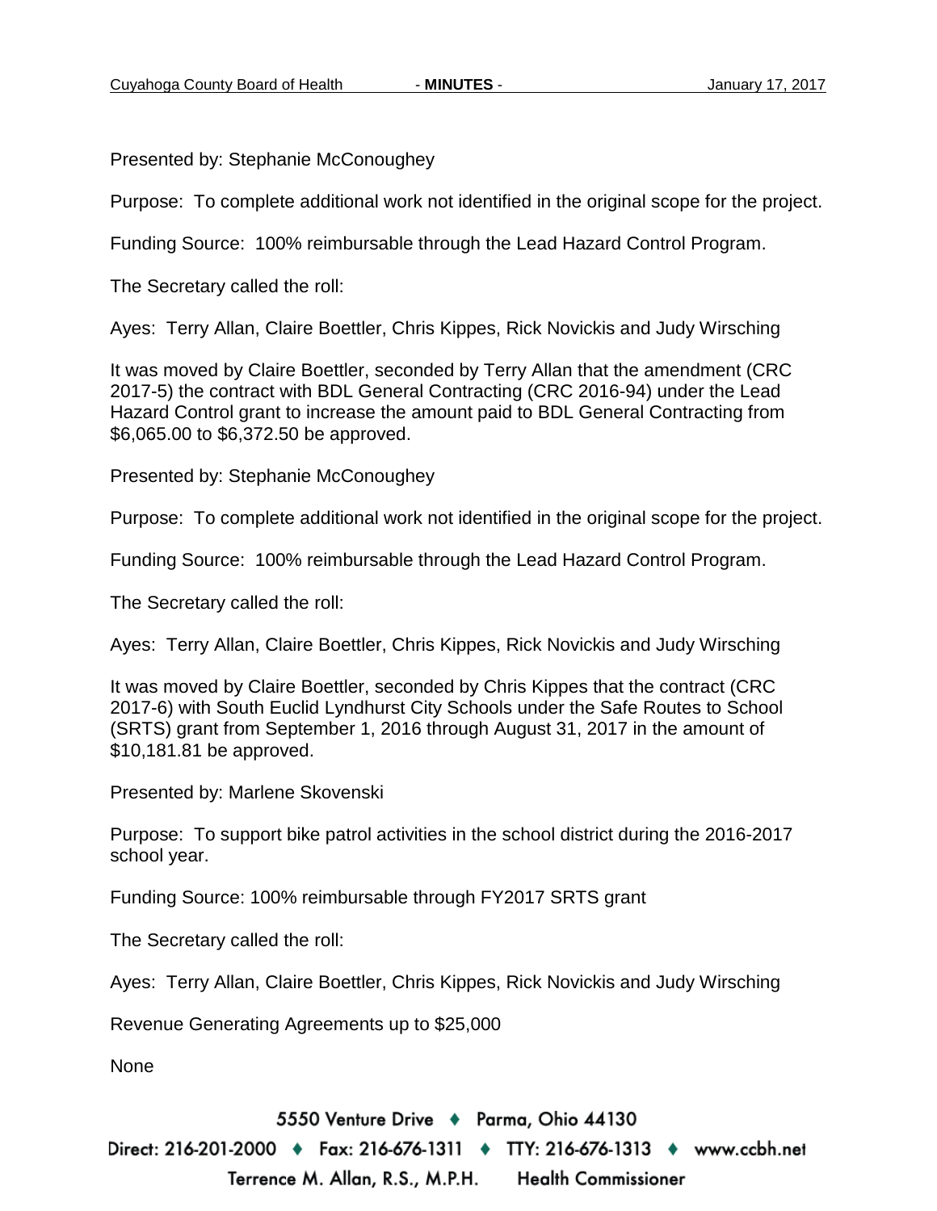Presented by: Stephanie McConoughey

Purpose: To complete additional work not identified in the original scope for the project.

Funding Source: 100% reimbursable through the Lead Hazard Control Program.

The Secretary called the roll:

Ayes: Terry Allan, Claire Boettler, Chris Kippes, Rick Novickis and Judy Wirsching

It was moved by Claire Boettler, seconded by Terry Allan that the amendment (CRC 2017-5) the contract with BDL General Contracting (CRC 2016-94) under the Lead Hazard Control grant to increase the amount paid to BDL General Contracting from $6,065.00 to $6,372.50 be approved.

Presented by: Stephanie McConoughey

Purpose: To complete additional work not identified in the original scope for the project.

Funding Source: 100% reimbursable through the Lead Hazard Control Program.

The Secretary called the roll:

Ayes: Terry Allan, Claire Boettler, Chris Kippes, Rick Novickis and Judy Wirsching

It was moved by Claire Boettler, seconded by Chris Kippes that the contract (CRC 2017-6) with South Euclid Lyndhurst City Schools under the Safe Routes to School (SRTS) grant from September 1, 2016 through August 31, 2017 in the amount of $10,181.81 be approved.

Presented by: Marlene Skovenski

Purpose: To support bike patrol activities in the school district during the 2016-2017 school year.

Funding Source: 100% reimbursable through FY2017 SRTS grant

The Secretary called the roll:

Ayes: Terry Allan, Claire Boettler, Chris Kippes, Rick Novickis and Judy Wirsching

Revenue Generating Agreements up to $25,000

None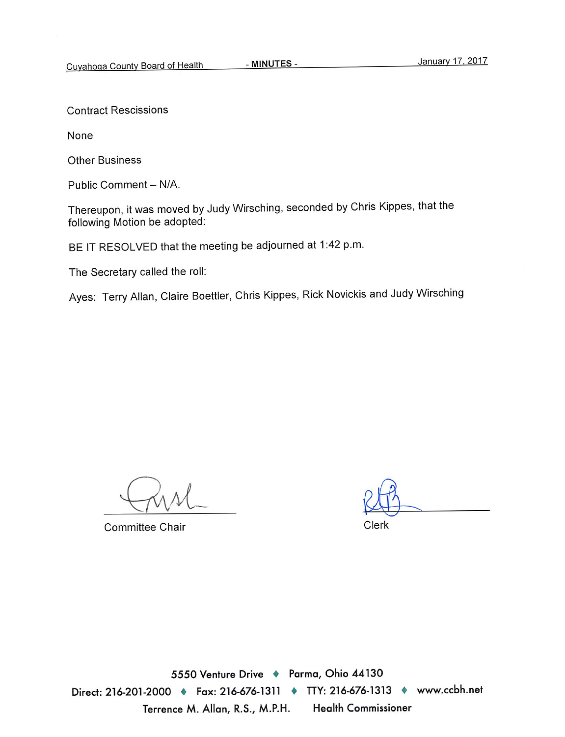Contract Rescissions

None

Other Business

Public Comment – N/A.

Thereupon, it was moved by Judy Wirsching, seconded by Chris Kippes, that the following Motion be adopted:

BE IT RESOLVED that the meeting be adjourned at 1:42 p.m.

The Secretary called the roll:

Ayes: Terry Allan, Claire Boettler, Chris Kippes, Rick Novickis and Judy Wirsching

Committee Chair

Clerk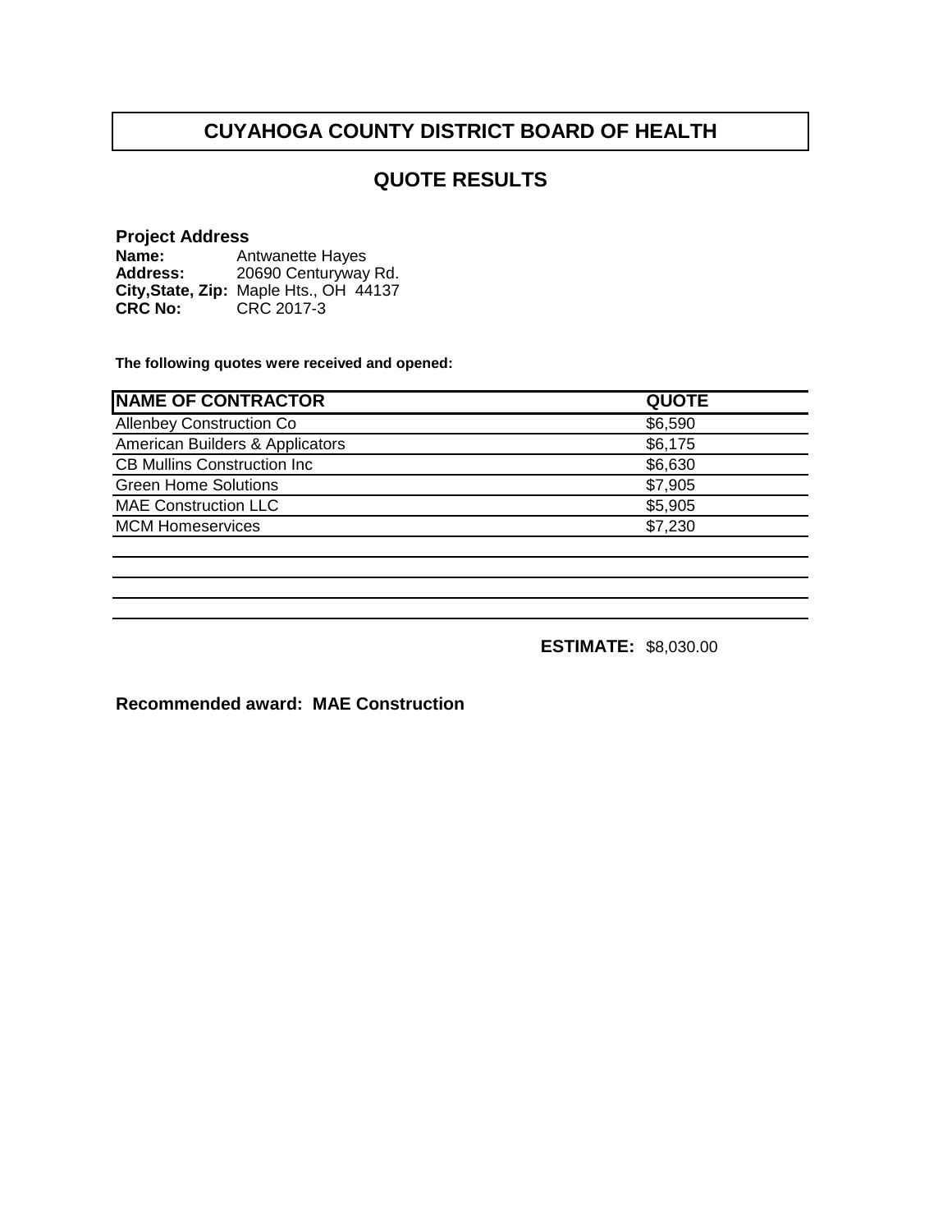# CUYAHOGA COUNTY DISTRICT BOARD OF HEALTH

## QUOTE RESULTS

**Project Address**

**Name:** Antwanette Hayes
**Address:** 20690 Centuryway Rd.
**City,State, Zip:** Maple Hts., OH 44137
**CRC No:** CRC 2017-3

**The following quotes were received and opened:**

| NAME OF CONTRACTOR | QUOTE |
|---|---|
| Allenbey Construction Co | $6,590 |
| American Builders & Applicators | $6,175 |
| CB Mullins Construction Inc | $6,630 |
| Green Home Solutions | $7,905 |
| MAE Construction LLC | $5,905 |
| MCM Homeservices | $7,230 |

**ESTIMATE:** $8,030.00

**Recommended award: MAE Construction**